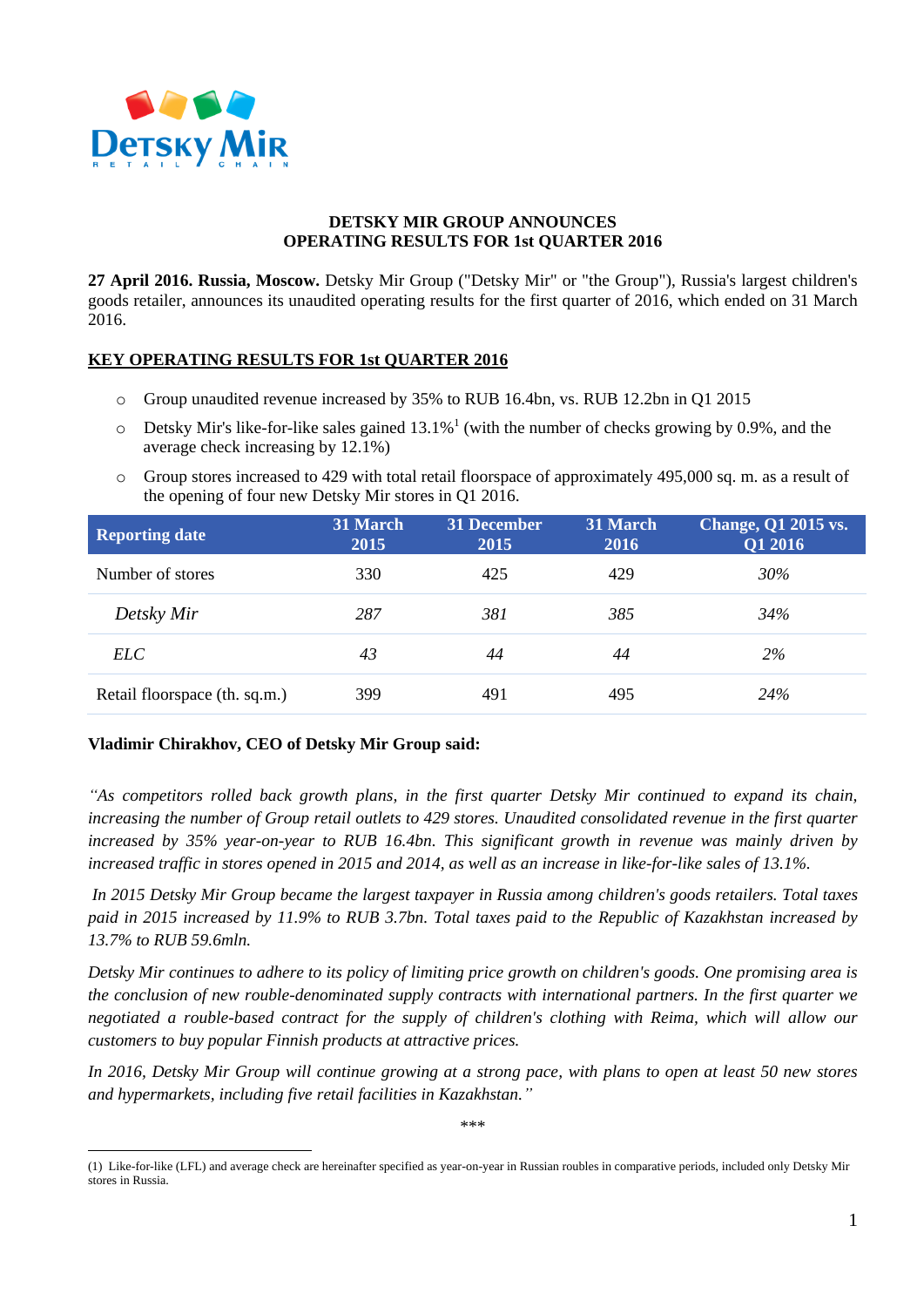## DETSKY MIR GROUP ANNOUNCES OPERATING RESULTS FOR 1st QUARTER 2016

**27 April 2016. Russia, Moscow.** Detsky Mir Group ("Detsky Mir" or "the Group"), Russia's largest children's goods retailer, announces its unaudited operating results for the first quarter of 2016, which ended on 31 March 2016.

### KEY OPERATING RESULTS FOR 1st QUARTER 2016

- Group unaudited revenue increased by 35% to RUB 16.4bn, vs. RUB 12.2bn in Q1 2015
- Detsky Mir's like-for-like sales gained 13.1%[1] (with the number of checks growing by 0.9%, and the average check increasing by 12.1%)
- Group stores increased to 429 with total retail floorspace of approximately 495,000 sq. m. as a result of the opening of four new Detsky Mir stores in Q1 2016.

| Reporting date | 31 March 2015 | 31 December 2015 | 31 March 2016 | Change, Q1 2015 vs. Q1 2016 |
|---|---|---|---|---|
| Number of stores | 330 | 425 | 429 | *30%* |
| *Detsky Mir* | *287* | *381* | *385* | *34%* |
| *ELC* | *43* | *44* | *44* | *2%* |
| Retail floorspace (th. sq.m.) | 399 | 491 | 495 | *24%* |

**Vladimir Chirakhov, CEO of Detsky Mir Group said:**

*"As competitors rolled back growth plans, in the first quarter Detsky Mir continued to expand its chain, increasing the number of Group retail outlets to 429 stores. Unaudited consolidated revenue in the first quarter increased by 35% year-on-year to RUB 16.4bn. This significant growth in revenue was mainly driven by increased traffic in stores opened in 2015 and 2014, as well as an increase in like-for-like sales of 13.1%.*

*In 2015 Detsky Mir Group became the largest taxpayer in Russia among children's goods retailers. Total taxes paid in 2015 increased by 11.9% to RUB 3.7bn. Total taxes paid to the Republic of Kazakhstan increased by 13.7% to RUB 59.6mln.*

*Detsky Mir continues to adhere to its policy of limiting price growth on children's goods. One promising area is the conclusion of new rouble-denominated supply contracts with international partners. In the first quarter we negotiated a rouble-based contract for the supply of children's clothing with Reima, which will allow our customers to buy popular Finnish products at attractive prices.*

*In 2016, Detsky Mir Group will continue growing at a strong pace, with plans to open at least 50 new stores and hypermarkets, including five retail facilities in Kazakhstan."*

\*\*\*

(1) Like-for-like (LFL) and average check are hereinafter specified as year-on-year in Russian roubles in comparative periods, included only Detsky Mir stores in Russia.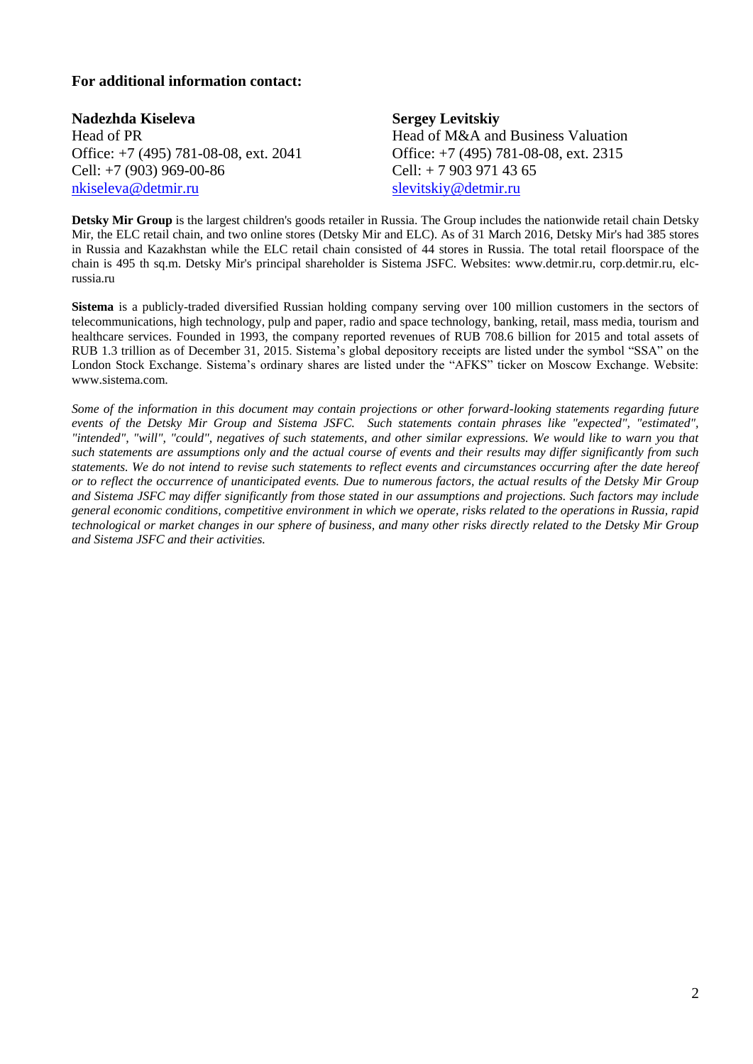**For additional information contact:**

**Nadezhda Kiseleva**
Head of PR
Office: +7 (495) 781-08-08, ext. 2041
Cell: +7 (903) 969-00-86
nkiseleva@detmir.ru

**Sergey Levitskiy**
Head of M&A and Business Valuation
Office: +7 (495) 781-08-08, ext. 2315
Cell: + 7 903 971 43 65
slevitskiy@detmir.ru

**Detsky Mir Group** is the largest children's goods retailer in Russia. The Group includes the nationwide retail chain Detsky Mir, the ELC retail chain, and two online stores (Detsky Mir and ELC). As of 31 March 2016, Detsky Mir's had 385 stores in Russia and Kazakhstan while the ELC retail chain consisted of 44 stores in Russia. The total retail floorspace of the chain is 495 th sq.m. Detsky Mir's principal shareholder is Sistema JSFC. Websites: www.detmir.ru, corp.detmir.ru, elc-russia.ru

**Sistema** is a publicly-traded diversified Russian holding company serving over 100 million customers in the sectors of telecommunications, high technology, pulp and paper, radio and space technology, banking, retail, mass media, tourism and healthcare services. Founded in 1993, the company reported revenues of RUB 708.6 billion for 2015 and total assets of RUB 1.3 trillion as of December 31, 2015. Sistema's global depository receipts are listed under the symbol "SSA" on the London Stock Exchange. Sistema's ordinary shares are listed under the "AFKS" ticker on Moscow Exchange. Website: www.sistema.com.

*Some of the information in this document may contain projections or other forward-looking statements regarding future events of the Detsky Mir Group and Sistema JSFC. Such statements contain phrases like "expected", "estimated", "intended", "will", "could", negatives of such statements, and other similar expressions. We would like to warn you that such statements are assumptions only and the actual course of events and their results may differ significantly from such statements. We do not intend to revise such statements to reflect events and circumstances occurring after the date hereof or to reflect the occurrence of unanticipated events. Due to numerous factors, the actual results of the Detsky Mir Group and Sistema JSFC may differ significantly from those stated in our assumptions and projections. Such factors may include general economic conditions, competitive environment in which we operate, risks related to the operations in Russia, rapid technological or market changes in our sphere of business, and many other risks directly related to the Detsky Mir Group and Sistema JSFC and their activities.*